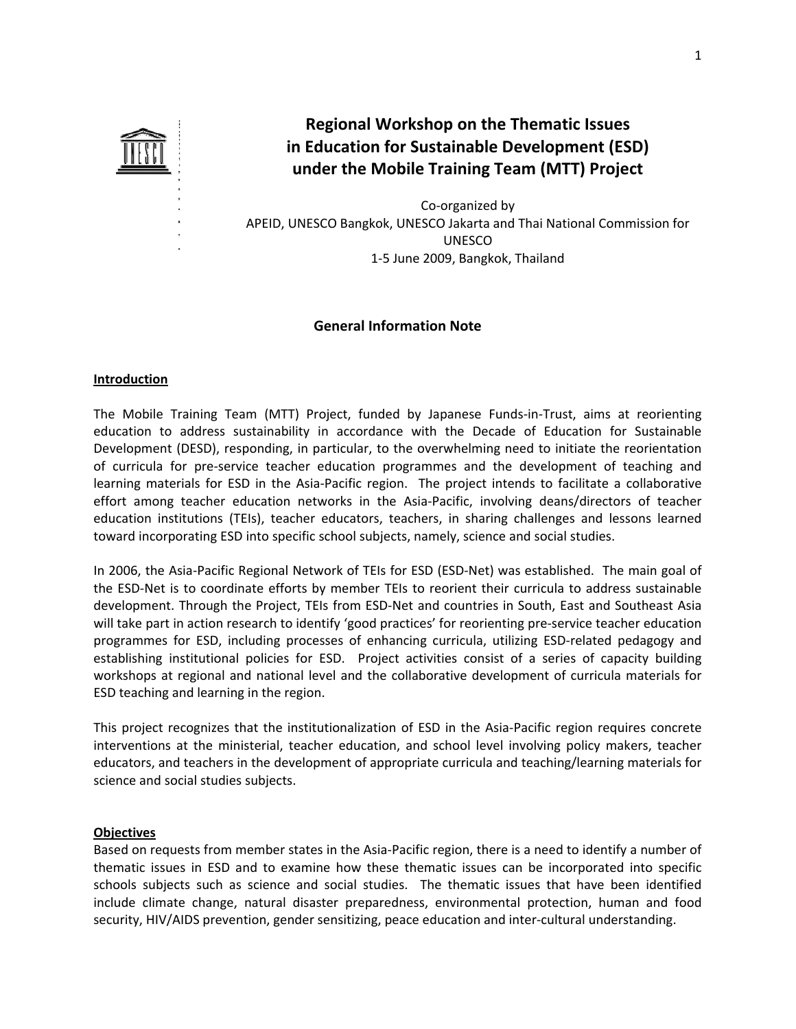# Regional Workshop on the Thematic Issues in Education for Sustainable Development (ESD) under the Mobile Training Team (MTT) Project

Co-organized by
APEID, UNESCO Bangkok, UNESCO Jakarta and Thai National Commission for UNESCO
1-5 June 2009, Bangkok, Thailand

## General Information Note

**Introduction**

The Mobile Training Team (MTT) Project, funded by Japanese Funds-in-Trust, aims at reorienting education to address sustainability in accordance with the Decade of Education for Sustainable Development (DESD), responding, in particular, to the overwhelming need to initiate the reorientation of curricula for pre-service teacher education programmes and the development of teaching and learning materials for ESD in the Asia-Pacific region. The project intends to facilitate a collaborative effort among teacher education networks in the Asia-Pacific, involving deans/directors of teacher education institutions (TEIs), teacher educators, teachers, in sharing challenges and lessons learned toward incorporating ESD into specific school subjects, namely, science and social studies.

In 2006, the Asia-Pacific Regional Network of TEIs for ESD (ESD-Net) was established. The main goal of the ESD-Net is to coordinate efforts by member TEIs to reorient their curricula to address sustainable development. Through the Project, TEIs from ESD-Net and countries in South, East and Southeast Asia will take part in action research to identify 'good practices' for reorienting pre-service teacher education programmes for ESD, including processes of enhancing curricula, utilizing ESD-related pedagogy and establishing institutional policies for ESD. Project activities consist of a series of capacity building workshops at regional and national level and the collaborative development of curricula materials for ESD teaching and learning in the region.

This project recognizes that the institutionalization of ESD in the Asia-Pacific region requires concrete interventions at the ministerial, teacher education, and school level involving policy makers, teacher educators, and teachers in the development of appropriate curricula and teaching/learning materials for science and social studies subjects.

**Objectives**

Based on requests from member states in the Asia-Pacific region, there is a need to identify a number of thematic issues in ESD and to examine how these thematic issues can be incorporated into specific schools subjects such as science and social studies. The thematic issues that have been identified include climate change, natural disaster preparedness, environmental protection, human and food security, HIV/AIDS prevention, gender sensitizing, peace education and inter-cultural understanding.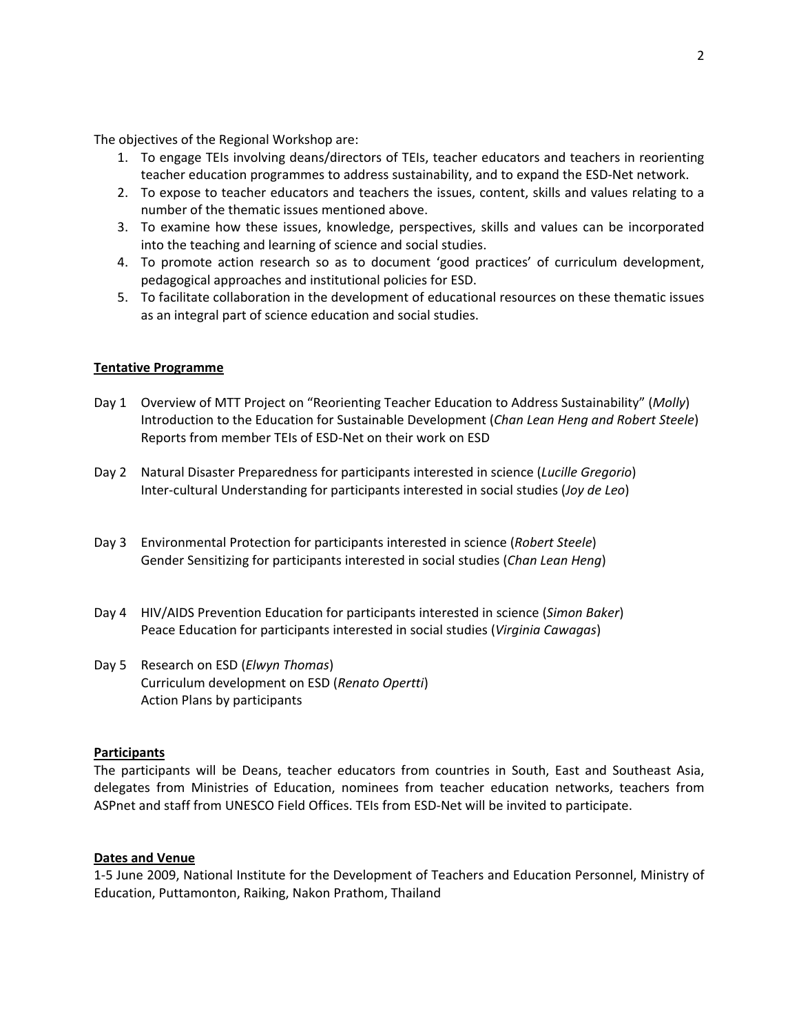The objectives of the Regional Workshop are:

1. To engage TEIs involving deans/directors of TEIs, teacher educators and teachers in reorienting teacher education programmes to address sustainability, and to expand the ESD-Net network.
2. To expose to teacher educators and teachers the issues, content, skills and values relating to a number of the thematic issues mentioned above.
3. To examine how these issues, knowledge, perspectives, skills and values can be incorporated into the teaching and learning of science and social studies.
4. To promote action research so as to document 'good practices' of curriculum development, pedagogical approaches and institutional policies for ESD.
5. To facilitate collaboration in the development of educational resources on these thematic issues as an integral part of science education and social studies.

**Tentative Programme**

Day 1 Overview of MTT Project on "Reorienting Teacher Education to Address Sustainability" (*Molly*)
Introduction to the Education for Sustainable Development (*Chan Lean Heng and Robert Steele*)
Reports from member TEIs of ESD-Net on their work on ESD

Day 2 Natural Disaster Preparedness for participants interested in science (*Lucille Gregorio*)
Inter-cultural Understanding for participants interested in social studies (*Joy de Leo*)

Day 3 Environmental Protection for participants interested in science (*Robert Steele*)
Gender Sensitizing for participants interested in social studies (*Chan Lean Heng*)

Day 4 HIV/AIDS Prevention Education for participants interested in science (*Simon Baker*)
Peace Education for participants interested in social studies (*Virginia Cawagas*)

Day 5 Research on ESD (*Elwyn Thomas*)
Curriculum development on ESD (*Renato Opertti*)
Action Plans by participants

**Participants**

The participants will be Deans, teacher educators from countries in South, East and Southeast Asia, delegates from Ministries of Education, nominees from teacher education networks, teachers from ASPnet and staff from UNESCO Field Offices. TEIs from ESD-Net will be invited to participate.

**Dates and Venue**

1-5 June 2009, National Institute for the Development of Teachers and Education Personnel, Ministry of Education, Puttamonton, Raiking, Nakon Prathom, Thailand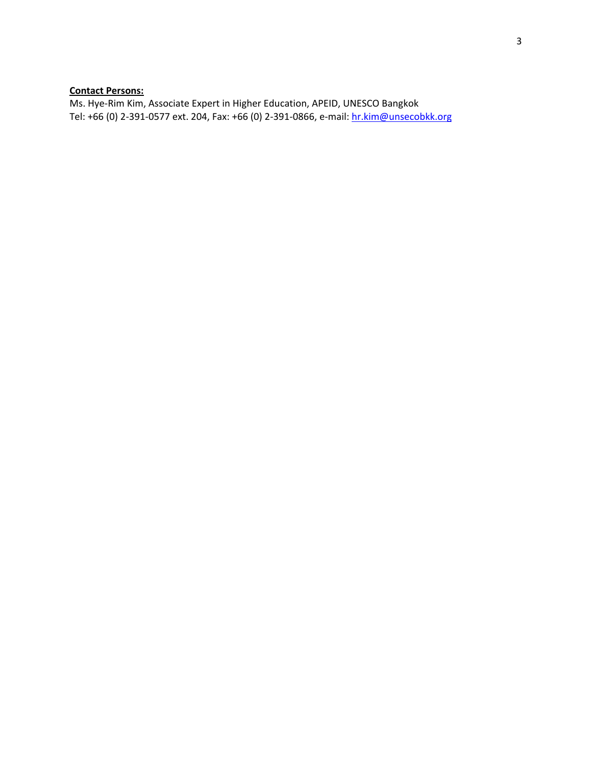**Contact Persons:**

Ms. Hye-Rim Kim, Associate Expert in Higher Education, APEID, UNESCO Bangkok
Tel: +66 (0) 2-391-0577 ext. 204, Fax: +66 (0) 2-391-0866, e-mail: hr.kim@unsecobkk.org